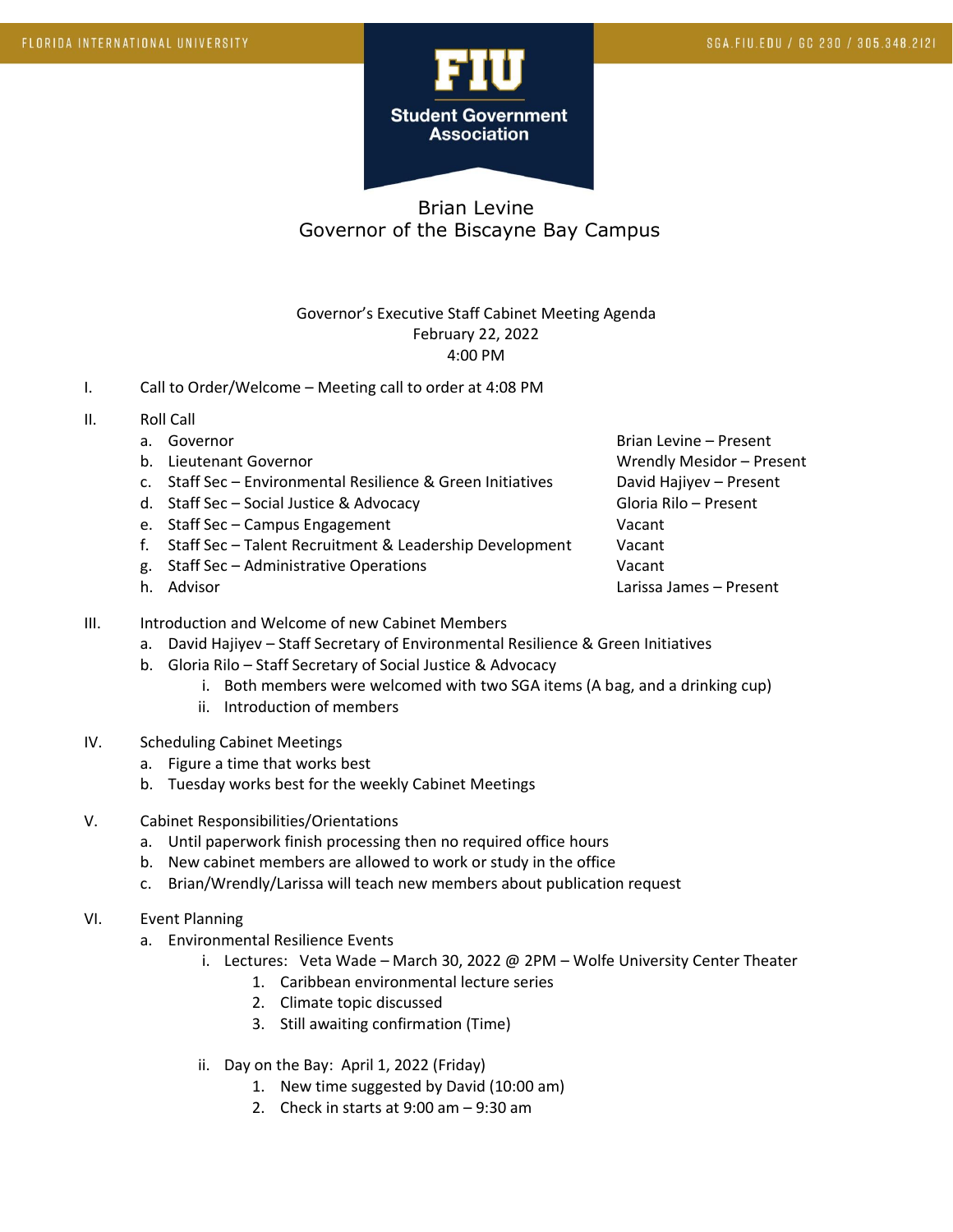FLORIDA INTERNATIONAL UNIVERSITY — SGA.FIU.EDU / GC 230 / 305.348.2121

**FIU Student Government Association**

# Brian Levine
## Governor of the Biscayne Bay Campus

Governor's Executive Staff Cabinet Meeting Agenda
February 22, 2022
4:00 PM

I. Call to Order/Welcome – Meeting call to order at 4:08 PM

II. Roll Call

| Role | Member |
|---|---|
| a. Governor | Brian Levine – Present |
| b. Lieutenant Governor | Wrendly Mesidor – Present |
| c. Staff Sec – Environmental Resilience & Green Initiatives | David Hajiyev – Present |
| d. Staff Sec – Social Justice & Advocacy | Gloria Rilo – Present |
| e. Staff Sec – Campus Engagement | Vacant |
| f. Staff Sec – Talent Recruitment & Leadership Development | Vacant |
| g. Staff Sec – Administrative Operations | Vacant |
| h. Advisor | Larissa James – Present |

III. Introduction and Welcome of new Cabinet Members
   a. David Hajiyev – Staff Secretary of Environmental Resilience & Green Initiatives
   b. Gloria Rilo – Staff Secretary of Social Justice & Advocacy
      i. Both members were welcomed with two SGA items (A bag, and a drinking cup)
      ii. Introduction of members

IV. Scheduling Cabinet Meetings
   a. Figure a time that works best
   b. Tuesday works best for the weekly Cabinet Meetings

V. Cabinet Responsibilities/Orientations
   a. Until paperwork finish processing then no required office hours
   b. New cabinet members are allowed to work or study in the office
   c. Brian/Wrendly/Larissa will teach new members about publication request

VI. Event Planning
   a. Environmental Resilience Events
      i. Lectures: Veta Wade – March 30, 2022 @ 2PM – Wolfe University Center Theater
         1. Caribbean environmental lecture series
         2. Climate topic discussed
         3. Still awaiting confirmation (Time)

      ii. Day on the Bay: April 1, 2022 (Friday)
         1. New time suggested by David (10:00 am)
         2. Check in starts at 9:00 am – 9:30 am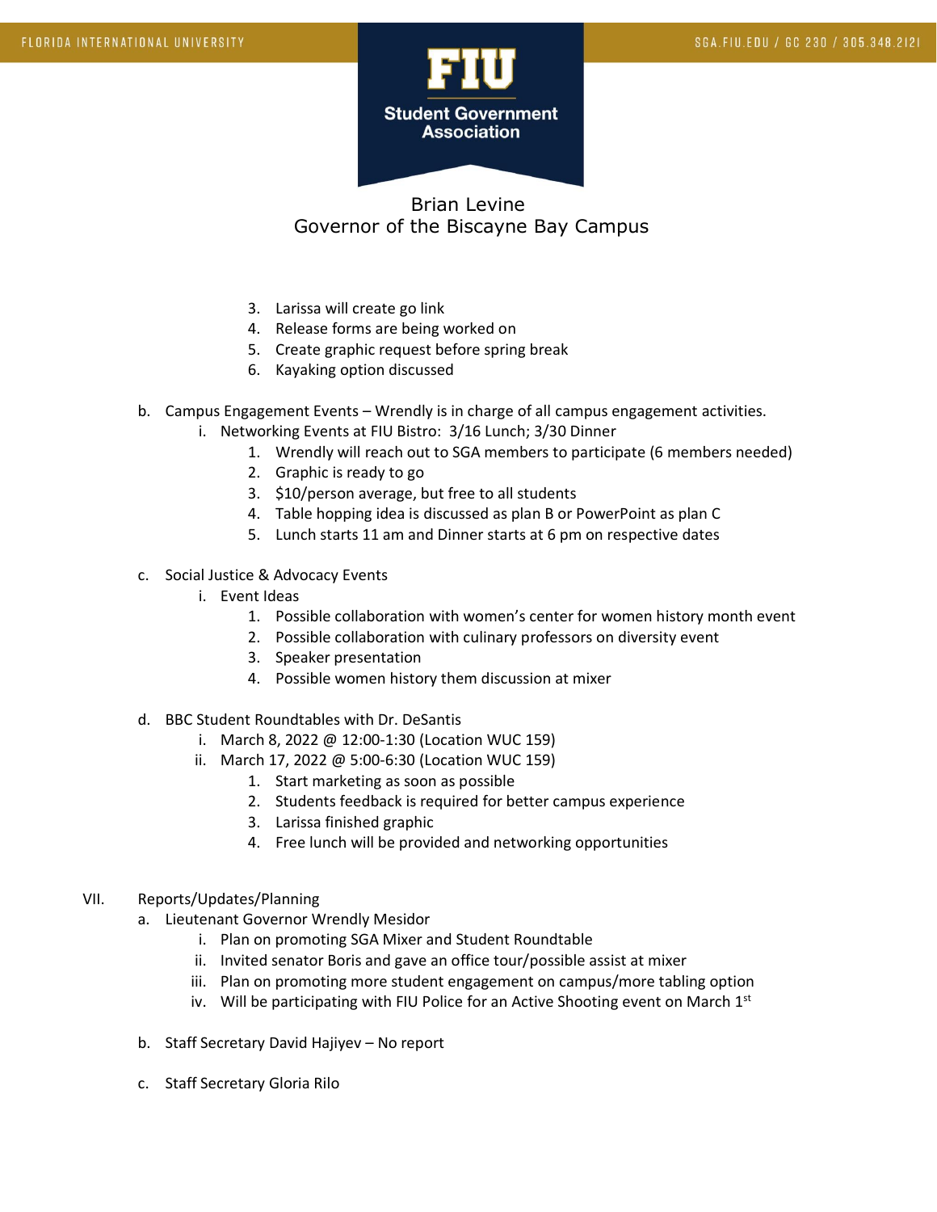Brian Levine
Governor of the Biscayne Bay Campus

3. Larissa will create go link
4. Release forms are being worked on
5. Create graphic request before spring break
6. Kayaking option discussed

b. Campus Engagement Events – Wrendly is in charge of all campus engagement activities.
   i. Networking Events at FIU Bistro: 3/16 Lunch; 3/30 Dinner
      1. Wrendly will reach out to SGA members to participate (6 members needed)
      2. Graphic is ready to go
      3. $10/person average, but free to all students
      4. Table hopping idea is discussed as plan B or PowerPoint as plan C
      5. Lunch starts 11 am and Dinner starts at 6 pm on respective dates

c. Social Justice & Advocacy Events
   i. Event Ideas
      1. Possible collaboration with women's center for women history month event
      2. Possible collaboration with culinary professors on diversity event
      3. Speaker presentation
      4. Possible women history them discussion at mixer

d. BBC Student Roundtables with Dr. DeSantis
   i. March 8, 2022 @ 12:00-1:30 (Location WUC 159)
   ii. March 17, 2022 @ 5:00-6:30 (Location WUC 159)
      1. Start marketing as soon as possible
      2. Students feedback is required for better campus experience
      3. Larissa finished graphic
      4. Free lunch will be provided and networking opportunities

VII. Reports/Updates/Planning

a. Lieutenant Governor Wrendly Mesidor
   i. Plan on promoting SGA Mixer and Student Roundtable
   ii. Invited senator Boris and gave an office tour/possible assist at mixer
   iii. Plan on promoting more student engagement on campus/more tabling option
   iv. Will be participating with FIU Police for an Active Shooting event on March 1st

b. Staff Secretary David Hajiyev – No report

c. Staff Secretary Gloria Rilo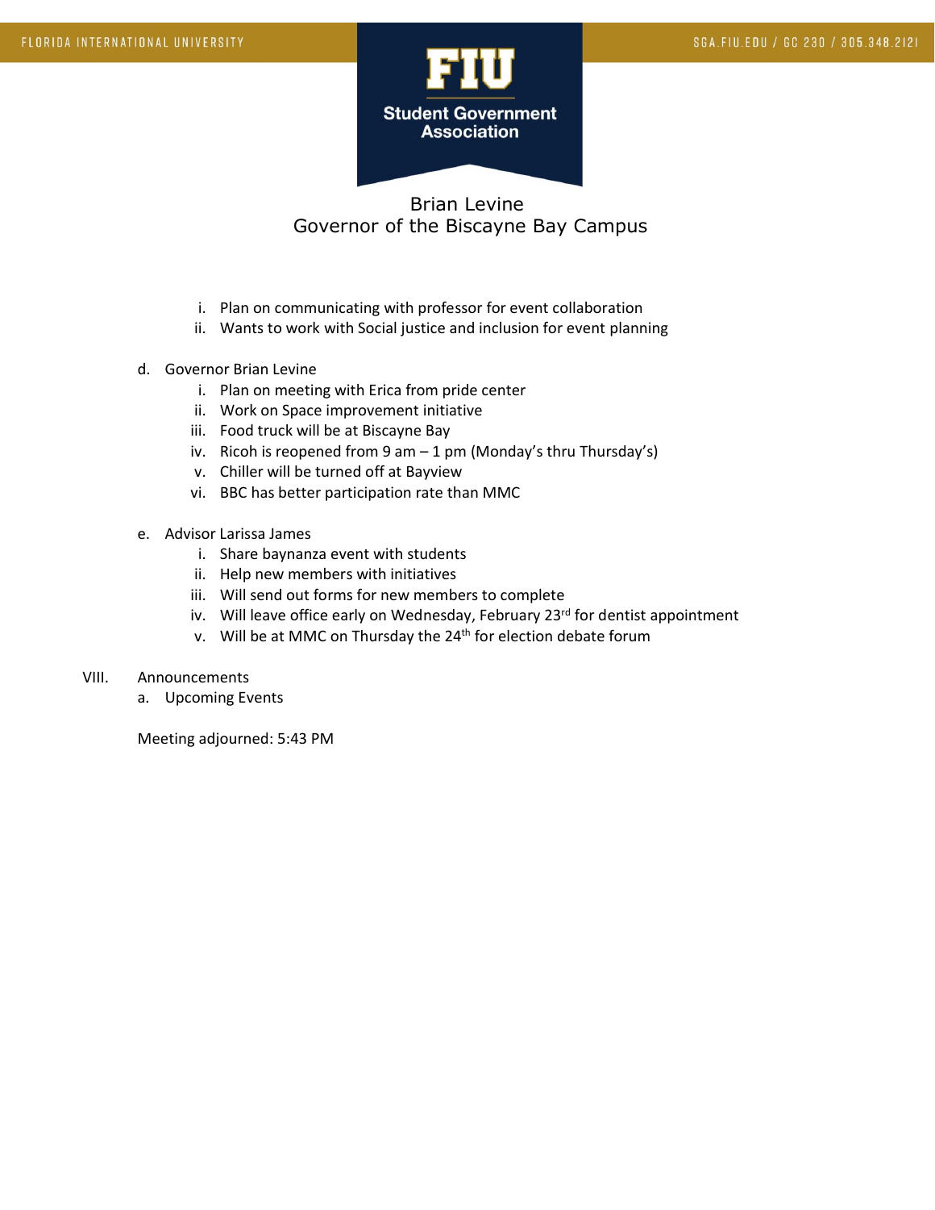Brian Levine
Governor of the Biscayne Bay Campus

   i. Plan on communicating with professor for event collaboration
   ii. Wants to work with Social justice and inclusion for event planning

d. Governor Brian Levine
   i. Plan on meeting with Erica from pride center
   ii. Work on Space improvement initiative
   iii. Food truck will be at Biscayne Bay
   iv. Ricoh is reopened from 9 am – 1 pm (Monday's thru Thursday's)
   v. Chiller will be turned off at Bayview
   vi. BBC has better participation rate than MMC

e. Advisor Larissa James
   i. Share baynanza event with students
   ii. Help new members with initiatives
   iii. Will send out forms for new members to complete
   iv. Will leave office early on Wednesday, February 23rd for dentist appointment
   v. Will be at MMC on Thursday the 24th for election debate forum

VIII. Announcements
   a. Upcoming Events

Meeting adjourned: 5:43 PM